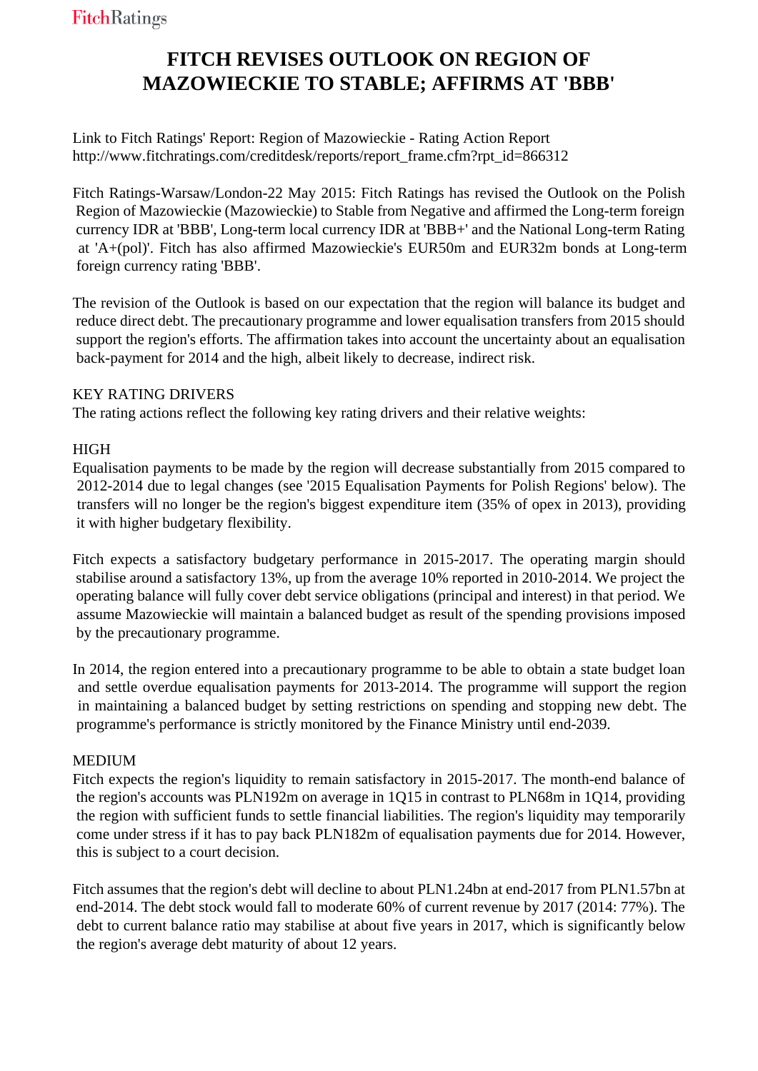# FITCH REVISES OUTLOOK ON REGION OF MAZOWIECKIE TO STABLE; AFFIRMS AT 'BBB'

Link to Fitch Ratings' Report: Region of Mazowieckie - Rating Action Report
http://www.fitchratings.com/creditdesk/reports/report_frame.cfm?rpt_id=866312

Fitch Ratings-Warsaw/London-22 May 2015: Fitch Ratings has revised the Outlook on the Polish Region of Mazowieckie (Mazowieckie) to Stable from Negative and affirmed the Long-term foreign currency IDR at 'BBB', Long-term local currency IDR at 'BBB+' and the National Long-term Rating at 'A+(pol)'. Fitch has also affirmed Mazowieckie's EUR50m and EUR32m bonds at Long-term foreign currency rating 'BBB'.

The revision of the Outlook is based on our expectation that the region will balance its budget and reduce direct debt. The precautionary programme and lower equalisation transfers from 2015 should support the region's efforts. The affirmation takes into account the uncertainty about an equalisation back-payment for 2014 and the high, albeit likely to decrease, indirect risk.

KEY RATING DRIVERS
The rating actions reflect the following key rating drivers and their relative weights:

HIGH
Equalisation payments to be made by the region will decrease substantially from 2015 compared to 2012-2014 due to legal changes (see '2015 Equalisation Payments for Polish Regions' below). The transfers will no longer be the region's biggest expenditure item (35% of opex in 2013), providing it with higher budgetary flexibility.

Fitch expects a satisfactory budgetary performance in 2015-2017. The operating margin should stabilise around a satisfactory 13%, up from the average 10% reported in 2010-2014. We project the operating balance will fully cover debt service obligations (principal and interest) in that period. We assume Mazowieckie will maintain a balanced budget as result of the spending provisions imposed by the precautionary programme.

In 2014, the region entered into a precautionary programme to be able to obtain a state budget loan and settle overdue equalisation payments for 2013-2014. The programme will support the region in maintaining a balanced budget by setting restrictions on spending and stopping new debt. The programme's performance is strictly monitored by the Finance Ministry until end-2039.

MEDIUM
Fitch expects the region's liquidity to remain satisfactory in 2015-2017. The month-end balance of the region's accounts was PLN192m on average in 1Q15 in contrast to PLN68m in 1Q14, providing the region with sufficient funds to settle financial liabilities. The region's liquidity may temporarily come under stress if it has to pay back PLN182m of equalisation payments due for 2014. However, this is subject to a court decision.

Fitch assumes that the region's debt will decline to about PLN1.24bn at end-2017 from PLN1.57bn at end-2014. The debt stock would fall to moderate 60% of current revenue by 2017 (2014: 77%). The debt to current balance ratio may stabilise at about five years in 2017, which is significantly below the region's average debt maturity of about 12 years.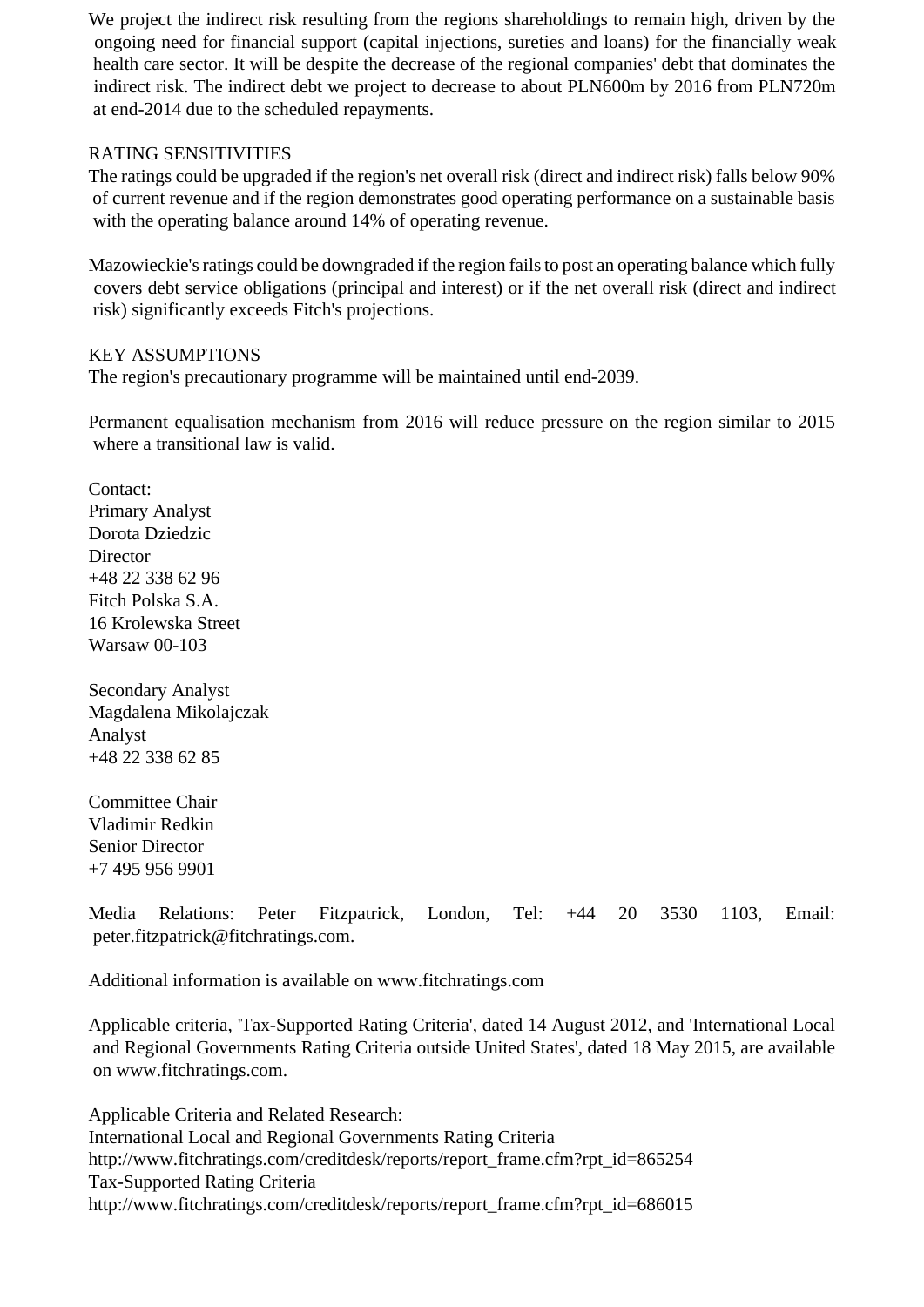We project the indirect risk resulting from the regions shareholdings to remain high, driven by the ongoing need for financial support (capital injections, sureties and loans) for the financially weak health care sector. It will be despite the decrease of the regional companies' debt that dominates the indirect risk. The indirect debt we project to decrease to about PLN600m by 2016 from PLN720m at end-2014 due to the scheduled repayments.

RATING SENSITIVITIES
The ratings could be upgraded if the region's net overall risk (direct and indirect risk) falls below 90% of current revenue and if the region demonstrates good operating performance on a sustainable basis with the operating balance around 14% of operating revenue.

Mazowieckie's ratings could be downgraded if the region fails to post an operating balance which fully covers debt service obligations (principal and interest) or if the net overall risk (direct and indirect risk) significantly exceeds Fitch's projections.

KEY ASSUMPTIONS
The region's precautionary programme will be maintained until end-2039.

Permanent equalisation mechanism from 2016 will reduce pressure on the region similar to 2015 where a transitional law is valid.

Contact:
Primary Analyst
Dorota Dziedzic
Director
+48 22 338 62 96
Fitch Polska S.A.
16 Krolewska Street
Warsaw 00-103

Secondary Analyst
Magdalena Mikolajczak
Analyst
+48 22 338 62 85

Committee Chair
Vladimir Redkin
Senior Director
+7 495 956 9901

Media Relations: Peter Fitzpatrick, London, Tel: +44 20 3530 1103, Email: peter.fitzpatrick@fitchratings.com.

Additional information is available on www.fitchratings.com

Applicable criteria, 'Tax-Supported Rating Criteria', dated 14 August 2012, and 'International Local and Regional Governments Rating Criteria outside United States', dated 18 May 2015, are available on www.fitchratings.com.

Applicable Criteria and Related Research:
International Local and Regional Governments Rating Criteria
http://www.fitchratings.com/creditdesk/reports/report_frame.cfm?rpt_id=865254
Tax-Supported Rating Criteria
http://www.fitchratings.com/creditdesk/reports/report_frame.cfm?rpt_id=686015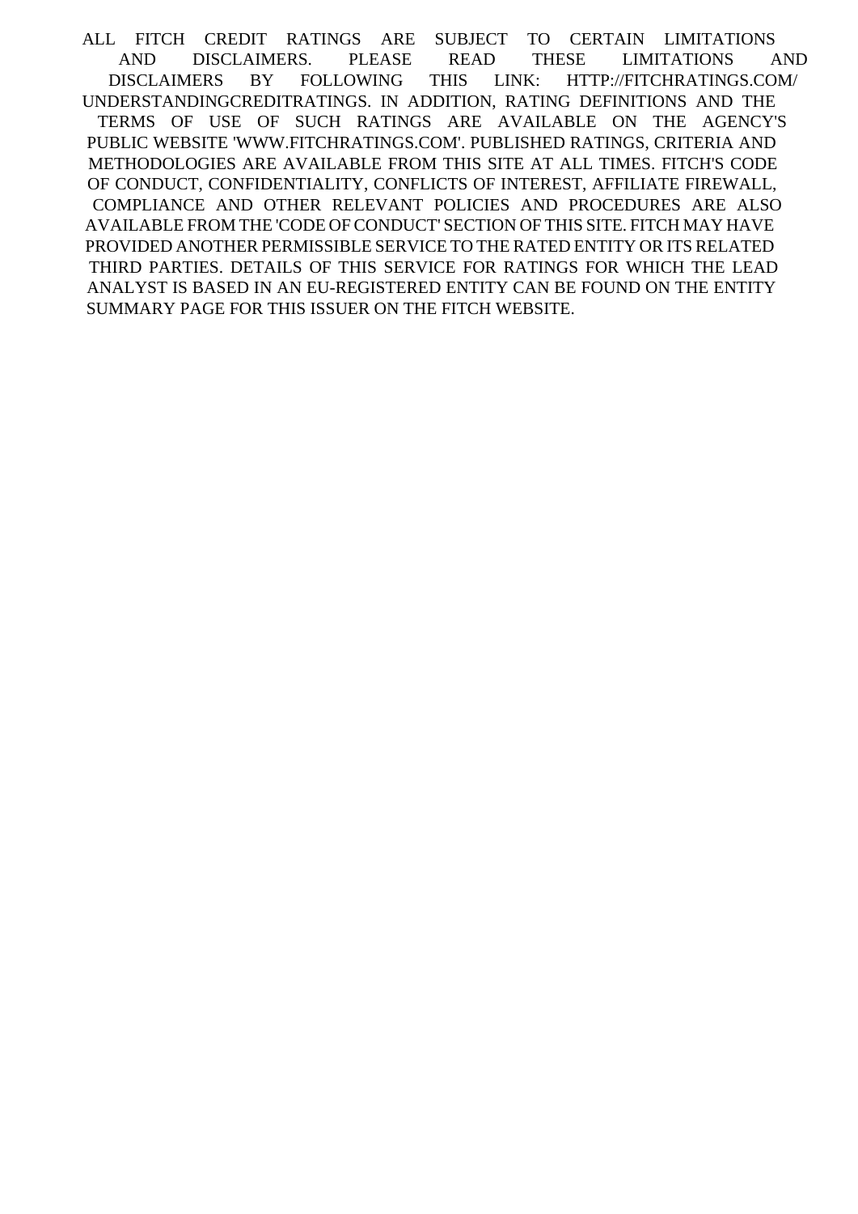ALL FITCH CREDIT RATINGS ARE SUBJECT TO CERTAIN LIMITATIONS AND DISCLAIMERS. PLEASE READ THESE LIMITATIONS AND DISCLAIMERS BY FOLLOWING THIS LINK: HTTP://FITCHRATINGS.COM/ UNDERSTANDINGCREDITRATINGS. IN ADDITION, RATING DEFINITIONS AND THE TERMS OF USE OF SUCH RATINGS ARE AVAILABLE ON THE AGENCY'S PUBLIC WEBSITE 'WWW.FITCHRATINGS.COM'. PUBLISHED RATINGS, CRITERIA AND METHODOLOGIES ARE AVAILABLE FROM THIS SITE AT ALL TIMES. FITCH'S CODE OF CONDUCT, CONFIDENTIALITY, CONFLICTS OF INTEREST, AFFILIATE FIREWALL, COMPLIANCE AND OTHER RELEVANT POLICIES AND PROCEDURES ARE ALSO AVAILABLE FROM THE 'CODE OF CONDUCT' SECTION OF THIS SITE. FITCH MAY HAVE PROVIDED ANOTHER PERMISSIBLE SERVICE TO THE RATED ENTITY OR ITS RELATED THIRD PARTIES. DETAILS OF THIS SERVICE FOR RATINGS FOR WHICH THE LEAD ANALYST IS BASED IN AN EU-REGISTERED ENTITY CAN BE FOUND ON THE ENTITY SUMMARY PAGE FOR THIS ISSUER ON THE FITCH WEBSITE.